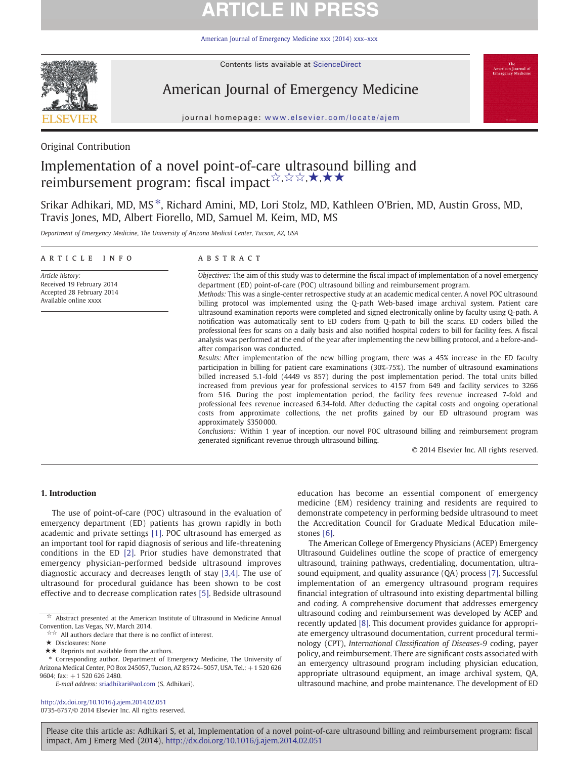ARTICLE IN PRESS

Contents lists available at ScienceDirect

American Journal of Emergency Medicine

journal homepage: www.elsevier.com/locate/ajem

Original Contribution

# Implementation of a novel point-of-care ultrasound billing and reimbursement program: fiscal impact☆,☆☆,★,★★

Srikar Adhikari, MD, MS *, Richard Amini, MD, Lori Stolz, MD, Kathleen O'Brien, MD, Austin Gross, MD, Travis Jones, MD, Albert Fiorello, MD, Samuel M. Keim, MD, MS

*Department of Emergency Medicine, The University of Arizona Medical Center, Tucson, AZ, USA*

**ARTICLE INFO**

*Article history:*
Received 19 February 2014
Accepted 28 February 2014
Available online xxxx

**ABSTRACT**

*Objectives:* The aim of this study was to determine the fiscal impact of implementation of a novel emergency department (ED) point-of-care (POC) ultrasound billing and reimbursement program.

*Methods:* This was a single-center retrospective study at an academic medical center. A novel POC ultrasound billing protocol was implemented using the Q-path Web-based image archival system. Patient care ultrasound examination reports were completed and signed electronically online by faculty using Q-path. A notification was automatically sent to ED coders from Q-path to bill the scans. ED coders billed the professional fees for scans on a daily basis and also notified hospital coders to bill for facility fees. A fiscal analysis was performed at the end of the year after implementing the new billing protocol, and a before-and-after comparison was conducted.

*Results:* After implementation of the new billing program, there was a 45% increase in the ED faculty participation in billing for patient care examinations (30%-75%). The number of ultrasound examinations billed increased 5.1-fold (4449 vs 857) during the post implementation period. The total units billed increased from previous year for professional services to 4157 from 649 and facility services to 3266 from 516. During the post implementation period, the facility fees revenue increased 7-fold and professional fees revenue increased 6.34-fold. After deducting the capital costs and ongoing operational costs from approximate collections, the net profits gained by our ED ultrasound program was approximately $350 000.

*Conclusions:* Within 1 year of inception, our novel POC ultrasound billing and reimbursement program generated significant revenue through ultrasound billing.

© 2014 Elsevier Inc. All rights reserved.

## 1. Introduction

The use of point-of-care (POC) ultrasound in the evaluation of emergency department (ED) patients has grown rapidly in both academic and private settings [1]. POC ultrasound has emerged as an important tool for rapid diagnosis of serious and life-threatening conditions in the ED [2]. Prior studies have demonstrated that emergency physician-performed bedside ultrasound improves diagnostic accuracy and decreases length of stay [3,4]. The use of ultrasound for procedural guidance has been shown to be cost effective and to decrease complication rates [5]. Bedside ultrasound education has become an essential component of emergency medicine (EM) residency training and residents are required to demonstrate competency in performing bedside ultrasound to meet the Accreditation Council for Graduate Medical Education milestones [6].

The American College of Emergency Physicians (ACEP) Emergency Ultrasound Guidelines outline the scope of practice of emergency ultrasound, training pathways, credentialing, documentation, ultrasound equipment, and quality assurance (QA) process [7]. Successful implementation of an emergency ultrasound program requires financial integration of ultrasound into existing departmental billing and coding. A comprehensive document that addresses emergency ultrasound coding and reimbursement was developed by ACEP and recently updated [8]. This document provides guidance for appropriate emergency ultrasound documentation, current procedural terminology (CPT), *International Classification of Diseases-9* coding, payer policy, and reimbursement. There are significant costs associated with an emergency ultrasound program including physician education, appropriate ultrasound equipment, an image archival system, QA, ultrasound machine, and probe maintenance. The development of ED

☆ Abstract presented at the American Institute of Ultrasound in Medicine Annual Convention, Las Vegas, NV, March 2014.
☆☆ All authors declare that there is no conflict of interest.
★ Disclosures: None
★★ Reprints not available from the authors.
\* Corresponding author. Department of Emergency Medicine, The University of Arizona Medical Center, PO Box 245057, Tucson, AZ 85724–5057, USA. Tel.: +1 520 626 9604; fax: +1 520 626 2480.
*E-mail address:* sriadhikari@aol.com (S. Adhikari).

http://dx.doi.org/10.1016/j.ajem.2014.02.051
0735-6757/© 2014 Elsevier Inc. All rights reserved.

Please cite this article as: Adhikari S, et al, Implementation of a novel point-of-care ultrasound billing and reimbursement program: fiscal impact, Am J Emerg Med (2014), http://dx.doi.org/10.1016/j.ajem.2014.02.051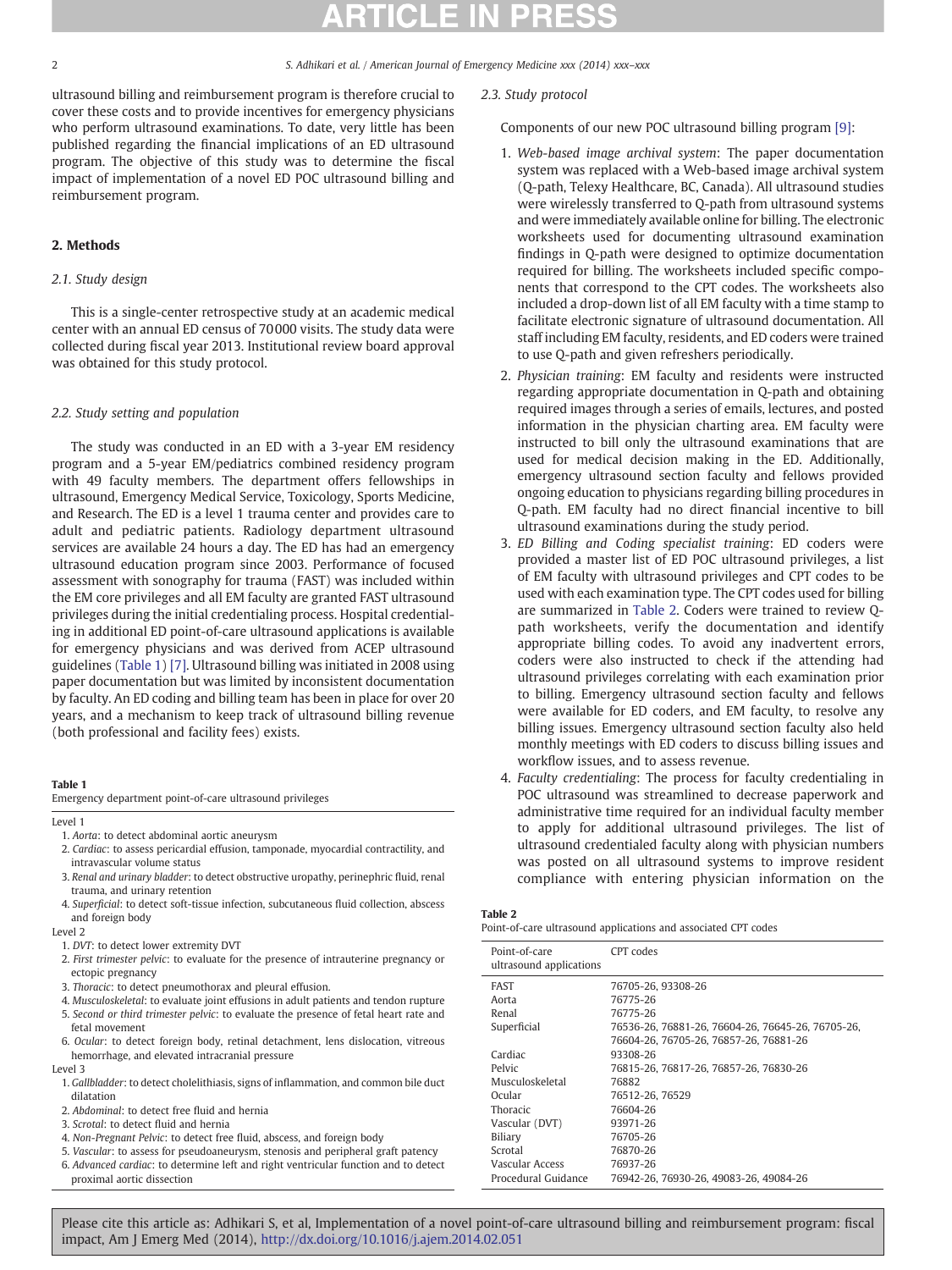ultrasound billing and reimbursement program is therefore crucial to cover these costs and to provide incentives for emergency physicians who perform ultrasound examinations. To date, very little has been published regarding the financial implications of an ED ultrasound program. The objective of this study was to determine the fiscal impact of implementation of a novel ED POC ultrasound billing and reimbursement program.

## 2. Methods

### 2.1. Study design

This is a single-center retrospective study at an academic medical center with an annual ED census of 70 000 visits. The study data were collected during fiscal year 2013. Institutional review board approval was obtained for this study protocol.

### 2.2. Study setting and population

The study was conducted in an ED with a 3-year EM residency program and a 5-year EM/pediatrics combined residency program with 49 faculty members. The department offers fellowships in ultrasound, Emergency Medical Service, Toxicology, Sports Medicine, and Research. The ED is a level 1 trauma center and provides care to adult and pediatric patients. Radiology department ultrasound services are available 24 hours a day. The ED has had an emergency ultrasound education program since 2003. Performance of focused assessment with sonography for trauma (FAST) was included within the EM core privileges and all EM faculty are granted FAST ultrasound privileges during the initial credentialing process. Hospital credentialing in additional ED point-of-care ultrasound applications is available for emergency physicians and was derived from ACEP ultrasound guidelines (Table 1) [7]. Ultrasound billing was initiated in 2008 using paper documentation but was limited by inconsistent documentation by faculty. An ED coding and billing team has been in place for over 20 years, and a mechanism to keep track of ultrasound billing revenue (both professional and facility fees) exists.

**Table 1**
Emergency department point-of-care ultrasound privileges

Level 1

1. *Aorta*: to detect abdominal aortic aneurysm
2. *Cardiac*: to assess pericardial effusion, tamponade, myocardial contractility, and intravascular volume status
3. *Renal and urinary bladder*: to detect obstructive uropathy, perinephric fluid, renal trauma, and urinary retention
4. *Superficial*: to detect soft-tissue infection, subcutaneous fluid collection, abscess and foreign body

Level 2

1. *DVT*: to detect lower extremity DVT
2. *First trimester pelvic*: to evaluate for the presence of intrauterine pregnancy or ectopic pregnancy
3. *Thoracic*: to detect pneumothorax and pleural effusion.
4. *Musculoskeletal*: to evaluate joint effusions in adult patients and tendon rupture
5. *Second or third trimester pelvic*: to evaluate the presence of fetal heart rate and fetal movement
6. *Ocular*: to detect foreign body, retinal detachment, lens dislocation, vitreous hemorrhage, and elevated intracranial pressure

Level 3

1. *Gallbladder*: to detect cholelithiasis, signs of inflammation, and common bile duct dilatation
2. *Abdominal*: to detect free fluid and hernia
3. *Scrotal*: to detect fluid and hernia
4. *Non-Pregnant Pelvic*: to detect free fluid, abscess, and foreign body
5. *Vascular*: to assess for pseudoaneurysm, stenosis and peripheral graft patency
6. *Advanced cardiac*: to determine left and right ventricular function and to detect proximal aortic dissection

### 2.3. Study protocol

Components of our new POC ultrasound billing program [9]:

1. *Web-based image archival system*: The paper documentation system was replaced with a Web-based image archival system (Q-path, Telexy Healthcare, BC, Canada). All ultrasound studies were wirelessly transferred to Q-path from ultrasound systems and were immediately available online for billing. The electronic worksheets used for documenting ultrasound examination findings in Q-path were designed to optimize documentation required for billing. The worksheets included specific components that correspond to the CPT codes. The worksheets also included a drop-down list of all EM faculty with a time stamp to facilitate electronic signature of ultrasound documentation. All staff including EM faculty, residents, and ED coders were trained to use Q-path and given refreshers periodically.
2. *Physician training*: EM faculty and residents were instructed regarding appropriate documentation in Q-path and obtaining required images through a series of emails, lectures, and posted information in the physician charting area. EM faculty were instructed to bill only the ultrasound examinations that are used for medical decision making in the ED. Additionally, emergency ultrasound section faculty and fellows provided ongoing education to physicians regarding billing procedures in Q-path. EM faculty had no direct financial incentive to bill ultrasound examinations during the study period.
3. *ED Billing and Coding specialist training*: ED coders were provided a master list of ED POC ultrasound privileges, a list of EM faculty with ultrasound privileges and CPT codes to be used with each examination type. The CPT codes used for billing are summarized in Table 2. Coders were trained to review Q-path worksheets, verify the documentation and identify appropriate billing codes. To avoid any inadvertent errors, coders were also instructed to check if the attending had ultrasound privileges correlating with each examination prior to billing. Emergency ultrasound section faculty and fellows were available for ED coders, and EM faculty, to resolve any billing issues. Emergency ultrasound section faculty also held monthly meetings with ED coders to discuss billing issues and workflow issues, and to assess revenue.
4. *Faculty credentialing*: The process for faculty credentialing in POC ultrasound was streamlined to decrease paperwork and administrative time required for an individual faculty member to apply for additional ultrasound privileges. The list of ultrasound credentialed faculty along with physician numbers was posted on all ultrasound systems to improve resident compliance with entering physician information on the

**Table 2**
Point-of-care ultrasound applications and associated CPT codes

| Point-of-care ultrasound applications | CPT codes |
|---|---|
| FAST | 76705-26, 93308-26 |
| Aorta | 76775-26 |
| Renal | 76775-26 |
| Superficial | 76536-26, 76881-26, 76604-26, 76645-26, 76705-26, 76604-26, 76705-26, 76857-26, 76881-26 |
| Cardiac | 93308-26 |
| Pelvic | 76815-26, 76817-26, 76857-26, 76830-26 |
| Musculoskeletal | 76882 |
| Ocular | 76512-26, 76529 |
| Thoracic | 76604-26 |
| Vascular (DVT) | 93971-26 |
| Biliary | 76705-26 |
| Scrotal | 76870-26 |
| Vascular Access | 76937-26 |
| Procedural Guidance | 76942-26, 76930-26, 49083-26, 49084-26 |

Please cite this article as: Adhikari S, et al, Implementation of a novel point-of-care ultrasound billing and reimbursement program: fiscal impact, Am J Emerg Med (2014), http://dx.doi.org/10.1016/j.ajem.2014.02.051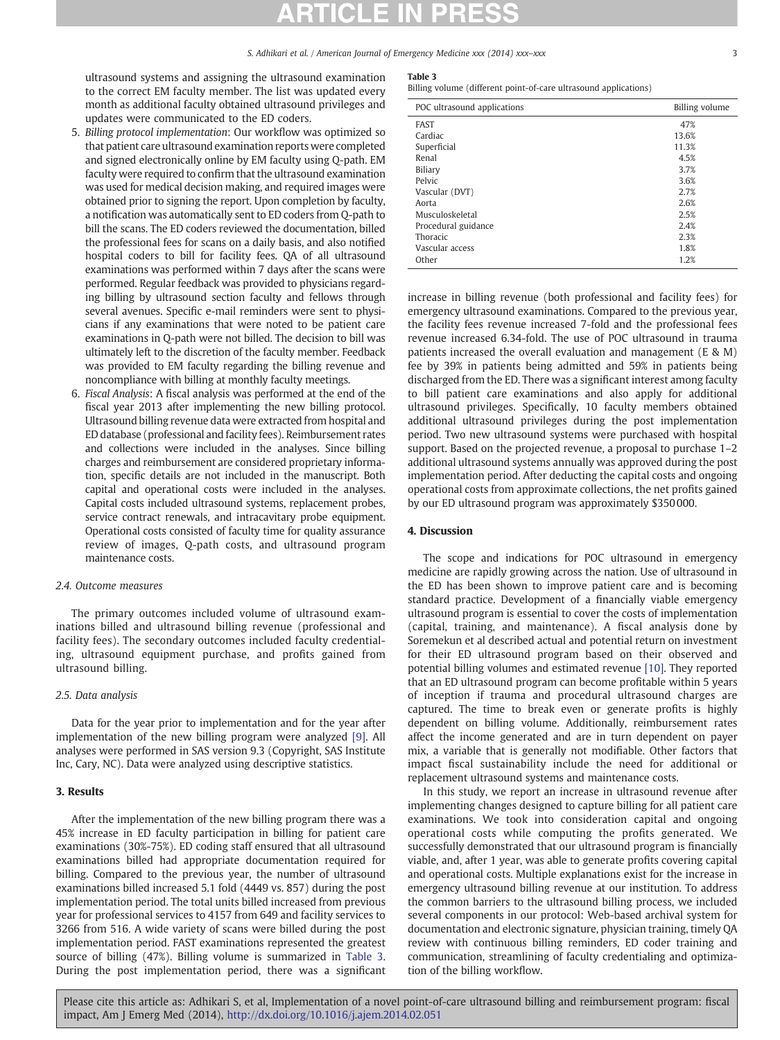ultrasound systems and assigning the ultrasound examination to the correct EM faculty member. The list was updated every month as additional faculty obtained ultrasound privileges and updates were communicated to the ED coders.

5. *Billing protocol implementation*: Our workflow was optimized so that patient care ultrasound examination reports were completed and signed electronically online by EM faculty using Q-path. EM faculty were required to confirm that the ultrasound examination was used for medical decision making, and required images were obtained prior to signing the report. Upon completion by faculty, a notification was automatically sent to ED coders from Q-path to bill the scans. The ED coders reviewed the documentation, billed the professional fees for scans on a daily basis, and also notified hospital coders to bill for facility fees. QA of all ultrasound examinations was performed within 7 days after the scans were performed. Regular feedback was provided to physicians regarding billing by ultrasound section faculty and fellows through several avenues. Specific e-mail reminders were sent to physicians if any examinations that were noted to be patient care examinations in Q-path were not billed. The decision to bill was ultimately left to the discretion of the faculty member. Feedback was provided to EM faculty regarding the billing revenue and noncompliance with billing at monthly faculty meetings.
6. *Fiscal Analysis*: A fiscal analysis was performed at the end of the fiscal year 2013 after implementing the new billing protocol. Ultrasound billing revenue data were extracted from hospital and ED database (professional and facility fees). Reimbursement rates and collections were included in the analyses. Since billing charges and reimbursement are considered proprietary information, specific details are not included in the manuscript. Both capital and operational costs were included in the analyses. Capital costs included ultrasound systems, replacement probes, service contract renewals, and intracavitary probe equipment. Operational costs consisted of faculty time for quality assurance review of images, Q-path costs, and ultrasound program maintenance costs.

### 2.4. Outcome measures

The primary outcomes included volume of ultrasound examinations billed and ultrasound billing revenue (professional and facility fees). The secondary outcomes included faculty credentialing, ultrasound equipment purchase, and profits gained from ultrasound billing.

### 2.5. Data analysis

Data for the year prior to implementation and for the year after implementation of the new billing program were analyzed [9]. All analyses were performed in SAS version 9.3 (Copyright, SAS Institute Inc, Cary, NC). Data were analyzed using descriptive statistics.

## 3. Results

After the implementation of the new billing program there was a 45% increase in ED faculty participation in billing for patient care examinations (30%-75%). ED coding staff ensured that all ultrasound examinations billed had appropriate documentation required for billing. Compared to the previous year, the number of ultrasound examinations billed increased 5.1 fold (4449 vs. 857) during the post implementation period. The total units billed increased from previous year for professional services to 4157 from 649 and facility services to 3266 from 516. A wide variety of scans were billed during the post implementation period. FAST examinations represented the greatest source of billing (47%). Billing volume is summarized in Table 3. During the post implementation period, there was a significant increase in billing revenue (both professional and facility fees) for emergency ultrasound examinations. Compared to the previous year, the facility fees revenue increased 7-fold and the professional fees revenue increased 6.34-fold. The use of POC ultrasound in trauma patients increased the overall evaluation and management (E & M) fee by 39% in patients being admitted and 59% in patients being discharged from the ED. There was a significant interest among faculty to bill patient care examinations and also apply for additional ultrasound privileges. Specifically, 10 faculty members obtained additional ultrasound privileges during the post implementation period. Two new ultrasound systems were purchased with hospital support. Based on the projected revenue, a proposal to purchase 1–2 additional ultrasound systems annually was approved during the post implementation period. After deducting the capital costs and ongoing operational costs from approximate collections, the net profits gained by our ED ultrasound program was approximately $350 000.

**Table 3**
Billing volume (different point-of-care ultrasound applications)

| POC ultrasound applications | Billing volume |
|---|---|
| FAST | 47% |
| Cardiac | 13.6% |
| Superficial | 11.3% |
| Renal | 4.5% |
| Biliary | 3.7% |
| Pelvic | 3.6% |
| Vascular (DVT) | 2.7% |
| Aorta | 2.6% |
| Musculoskeletal | 2.5% |
| Procedural guidance | 2.4% |
| Thoracic | 2.3% |
| Vascular access | 1.8% |
| Other | 1.2% |

## 4. Discussion

The scope and indications for POC ultrasound in emergency medicine are rapidly growing across the nation. Use of ultrasound in the ED has been shown to improve patient care and is becoming standard practice. Development of a financially viable emergency ultrasound program is essential to cover the costs of implementation (capital, training, and maintenance). A fiscal analysis done by Soremekun et al described actual and potential return on investment for their ED ultrasound program based on their observed and potential billing volumes and estimated revenue [10]. They reported that an ED ultrasound program can become profitable within 5 years of inception if trauma and procedural ultrasound charges are captured. The time to break even or generate profits is highly dependent on billing volume. Additionally, reimbursement rates affect the income generated and are in turn dependent on payer mix, a variable that is generally not modifiable. Other factors that impact fiscal sustainability include the need for additional or replacement ultrasound systems and maintenance costs.

In this study, we report an increase in ultrasound revenue after implementing changes designed to capture billing for all patient care examinations. We took into consideration capital and ongoing operational costs while computing the profits generated. We successfully demonstrated that our ultrasound program is financially viable, and, after 1 year, was able to generate profits covering capital and operational costs. Multiple explanations exist for the increase in emergency ultrasound billing revenue at our institution. To address the common barriers to the ultrasound billing process, we included several components in our protocol: Web-based archival system for documentation and electronic signature, physician training, timely QA review with continuous billing reminders, ED coder training and communication, streamlining of faculty credentialing and optimization of the billing workflow.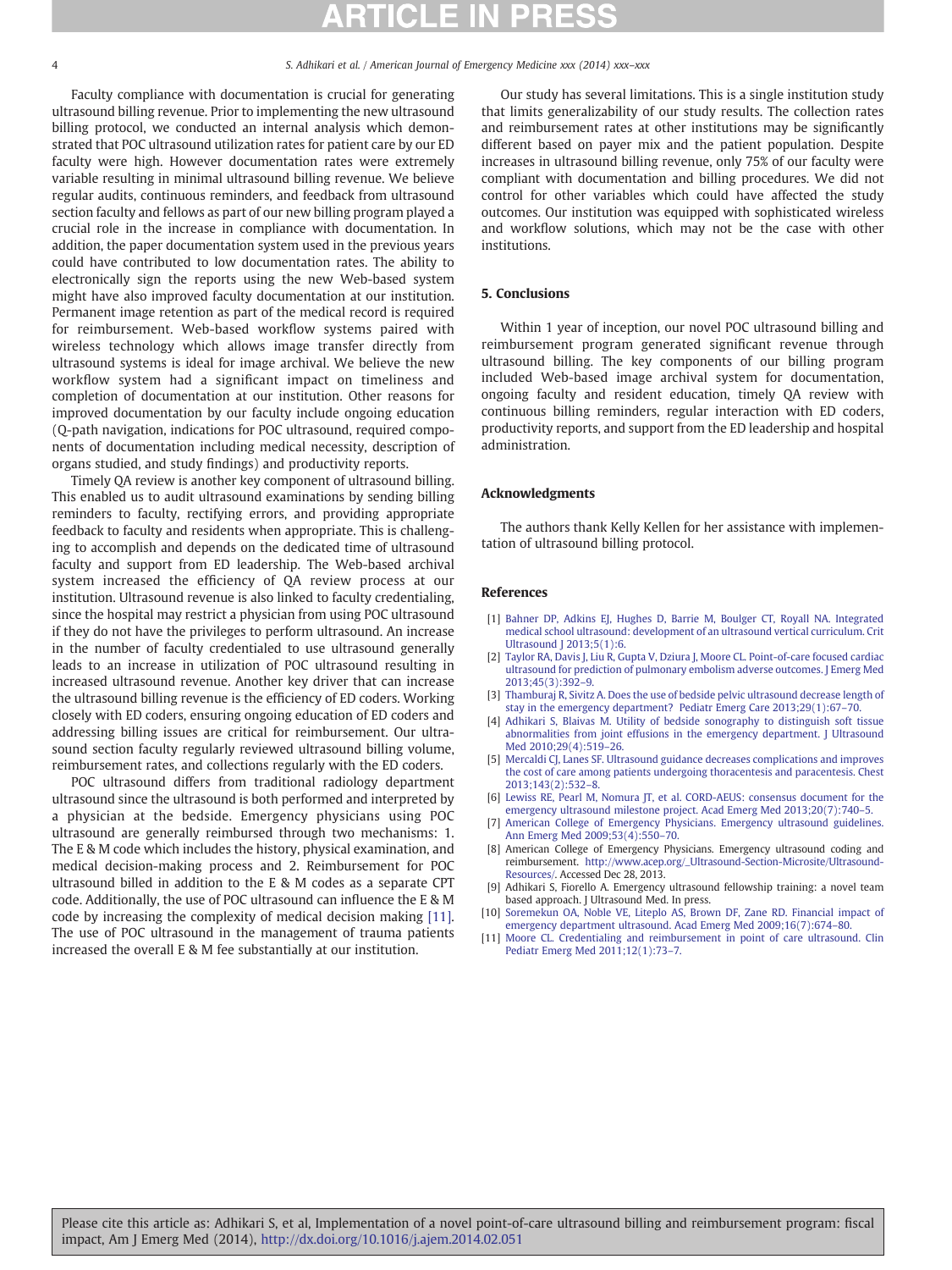Faculty compliance with documentation is crucial for generating ultrasound billing revenue. Prior to implementing the new ultrasound billing protocol, we conducted an internal analysis which demonstrated that POC ultrasound utilization rates for patient care by our ED faculty were high. However documentation rates were extremely variable resulting in minimal ultrasound billing revenue. We believe regular audits, continuous reminders, and feedback from ultrasound section faculty and fellows as part of our new billing program played a crucial role in the increase in compliance with documentation. In addition, the paper documentation system used in the previous years could have contributed to low documentation rates. The ability to electronically sign the reports using the new Web-based system might have also improved faculty documentation at our institution. Permanent image retention as part of the medical record is required for reimbursement. Web-based workflow systems paired with wireless technology which allows image transfer directly from ultrasound systems is ideal for image archival. We believe the new workflow system had a significant impact on timeliness and completion of documentation at our institution. Other reasons for improved documentation by our faculty include ongoing education (Q-path navigation, indications for POC ultrasound, required components of documentation including medical necessity, description of organs studied, and study findings) and productivity reports.

Timely QA review is another key component of ultrasound billing. This enabled us to audit ultrasound examinations by sending billing reminders to faculty, rectifying errors, and providing appropriate feedback to faculty and residents when appropriate. This is challenging to accomplish and depends on the dedicated time of ultrasound faculty and support from ED leadership. The Web-based archival system increased the efficiency of QA review process at our institution. Ultrasound revenue is also linked to faculty credentialing, since the hospital may restrict a physician from using POC ultrasound if they do not have the privileges to perform ultrasound. An increase in the number of faculty credentialed to use ultrasound generally leads to an increase in utilization of POC ultrasound resulting in increased ultrasound revenue. Another key driver that can increase the ultrasound billing revenue is the efficiency of ED coders. Working closely with ED coders, ensuring ongoing education of ED coders and addressing billing issues are critical for reimbursement. Our ultrasound section faculty regularly reviewed ultrasound billing volume, reimbursement rates, and collections regularly with the ED coders.

POC ultrasound differs from traditional radiology department ultrasound since the ultrasound is both performed and interpreted by a physician at the bedside. Emergency physicians using POC ultrasound are generally reimbursed through two mechanisms: 1. The E & M code which includes the history, physical examination, and medical decision-making process and 2. Reimbursement for POC ultrasound billed in addition to the E & M codes as a separate CPT code. Additionally, the use of POC ultrasound can influence the E & M code by increasing the complexity of medical decision making [11]. The use of POC ultrasound in the management of trauma patients increased the overall E & M fee substantially at our institution.

Our study has several limitations. This is a single institution study that limits generalizability of our study results. The collection rates and reimbursement rates at other institutions may be significantly different based on payer mix and the patient population. Despite increases in ultrasound billing revenue, only 75% of our faculty were compliant with documentation and billing procedures. We did not control for other variables which could have affected the study outcomes. Our institution was equipped with sophisticated wireless and workflow solutions, which may not be the case with other institutions.

## 5. Conclusions

Within 1 year of inception, our novel POC ultrasound billing and reimbursement program generated significant revenue through ultrasound billing. The key components of our billing program included Web-based image archival system for documentation, ongoing faculty and resident education, timely QA review with continuous billing reminders, regular interaction with ED coders, productivity reports, and support from the ED leadership and hospital administration.

## Acknowledgments

The authors thank Kelly Kellen for her assistance with implementation of ultrasound billing protocol.

## References

[1] Bahner DP, Adkins EJ, Hughes D, Barrie M, Boulger CT, Royall NA. Integrated medical school ultrasound: development of an ultrasound vertical curriculum. Crit Ultrasound J 2013;5(1):6.

[2] Taylor RA, Davis J, Liu R, Gupta V, Dziura J, Moore CL. Point-of-care focused cardiac ultrasound for prediction of pulmonary embolism adverse outcomes. J Emerg Med 2013;45(3):392–9.

[3] Thamburaj R, Sivitz A. Does the use of bedside pelvic ultrasound decrease length of stay in the emergency department? Pediatr Emerg Care 2013;29(1):67–70.

[4] Adhikari S, Blaivas M. Utility of bedside sonography to distinguish soft tissue abnormalities from joint effusions in the emergency department. J Ultrasound Med 2010;29(4):519–26.

[5] Mercaldi CJ, Lanes SF. Ultrasound guidance decreases complications and improves the cost of care among patients undergoing thoracentesis and paracentesis. Chest 2013;143(2):532–8.

[6] Lewiss RE, Pearl M, Nomura JT, et al. CORD-AEUS: consensus document for the emergency ultrasound milestone project. Acad Emerg Med 2013;20(7):740–5.

[7] American College of Emergency Physicians. Emergency ultrasound guidelines. Ann Emerg Med 2009;53(4):550–70.

[8] American College of Emergency Physicians. Emergency ultrasound coding and reimbursement. http://www.acep.org/_Ultrasound-Section-Microsite/Ultrasound-Resources/. Accessed Dec 28, 2013.

[9] Adhikari S, Fiorello A. Emergency ultrasound fellowship training: a novel team based approach. J Ultrasound Med. In press.

[10] Soremekun OA, Noble VE, Liteplo AS, Brown DF, Zane RD. Financial impact of emergency department ultrasound. Acad Emerg Med 2009;16(7):674–80.

[11] Moore CL. Credentialing and reimbursement in point of care ultrasound. Clin Pediatr Emerg Med 2011;12(1):73–7.